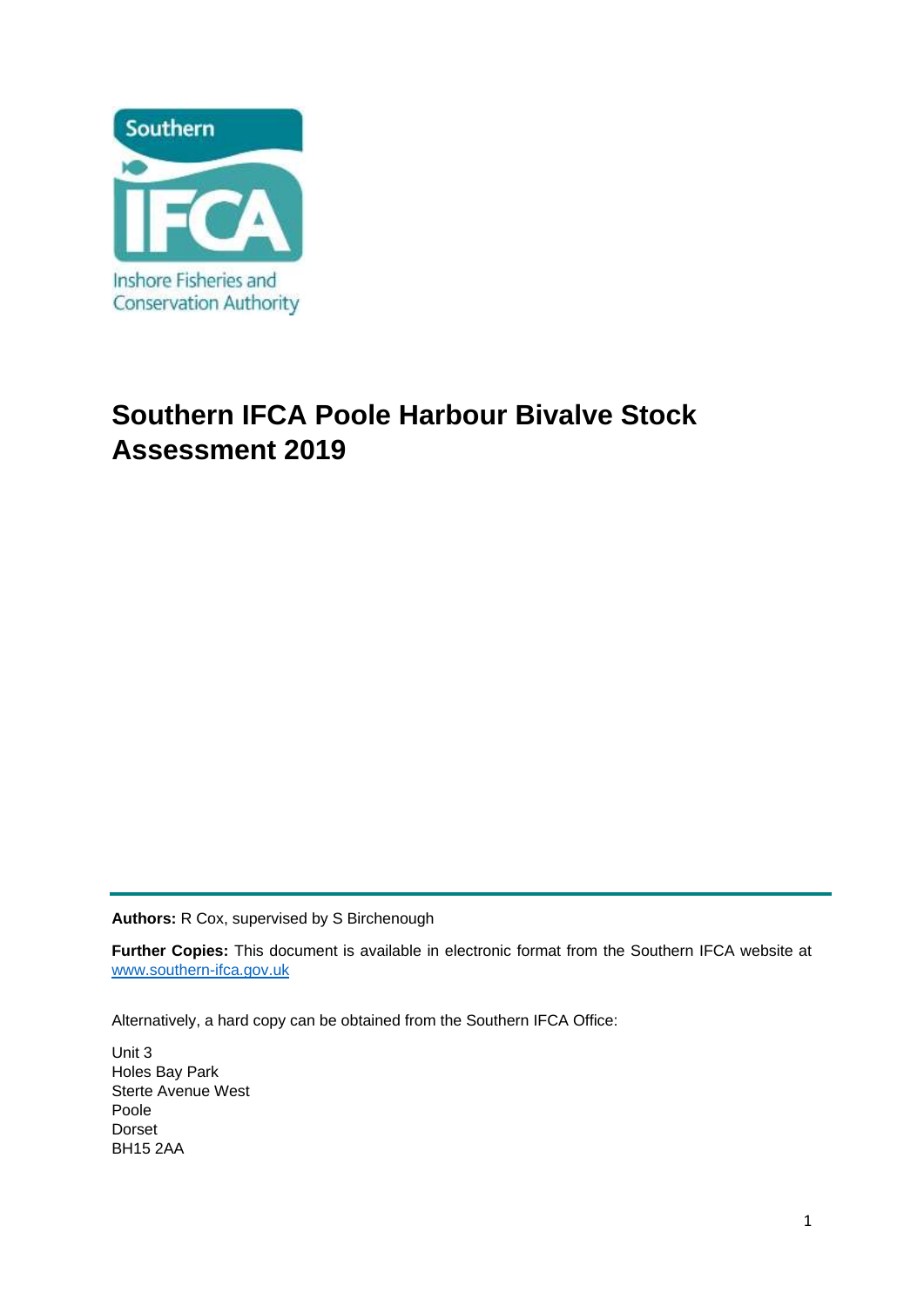Southern

IFCA

Inshore Fisheries and Conservation Authority

# Southern IFCA Poole Harbour Bivalve Stock Assessment 2019

**Authors:** R Cox, supervised by S Birchenough

**Further Copies:** This document is available in electronic format from the Southern IFCA website at [www.southern-ifca.gov.uk](http://www.southern-ifca.gov.uk)

Alternatively, a hard copy can be obtained from the Southern IFCA Office:

Unit 3
Holes Bay Park
Sterte Avenue West
Poole
Dorset
BH15 2AA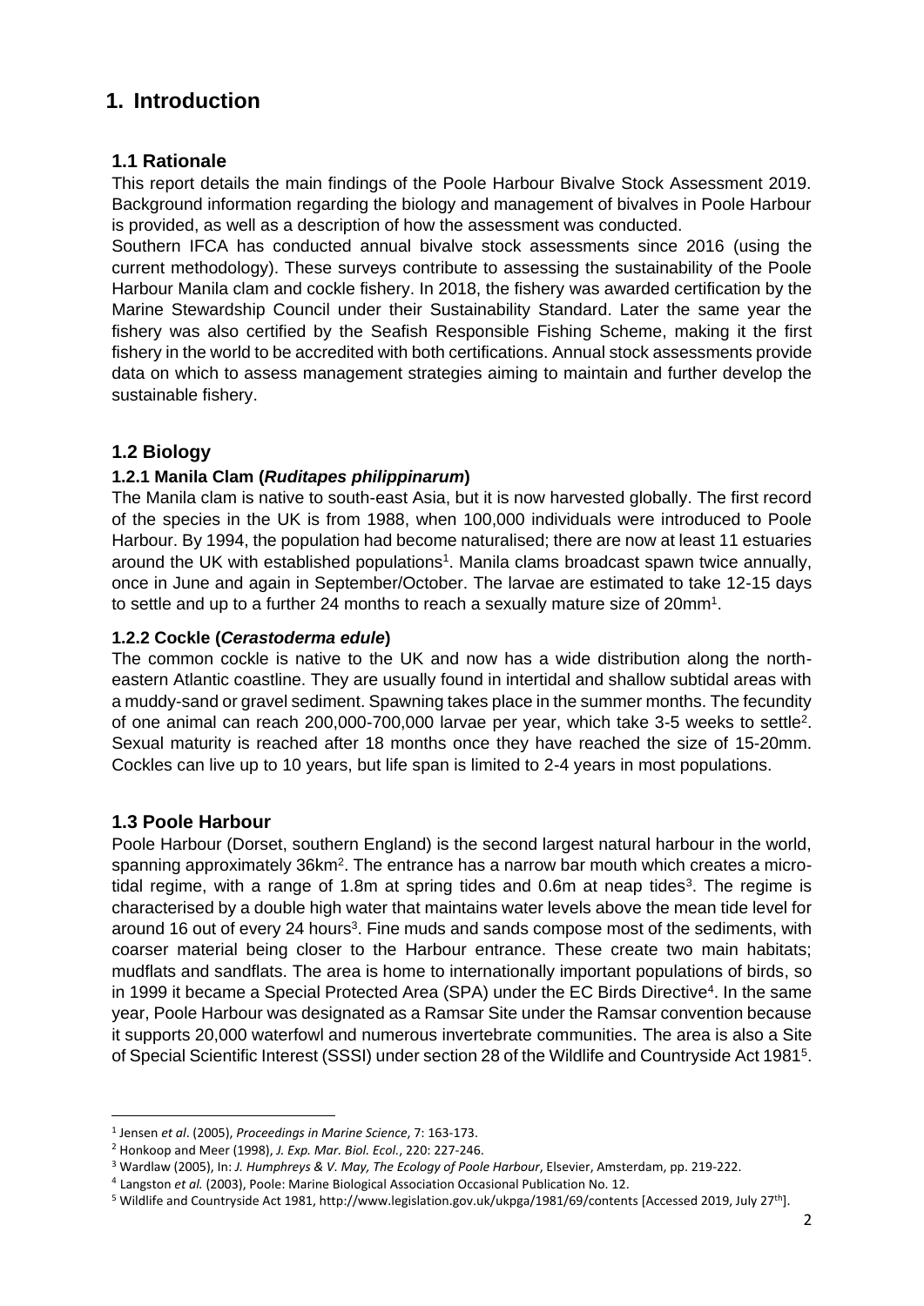# 1. Introduction

## 1.1 Rationale

This report details the main findings of the Poole Harbour Bivalve Stock Assessment 2019. Background information regarding the biology and management of bivalves in Poole Harbour is provided, as well as a description of how the assessment was conducted.

Southern IFCA has conducted annual bivalve stock assessments since 2016 (using the current methodology). These surveys contribute to assessing the sustainability of the Poole Harbour Manila clam and cockle fishery. In 2018, the fishery was awarded certification by the Marine Stewardship Council under their Sustainability Standard. Later the same year the fishery was also certified by the Seafish Responsible Fishing Scheme, making it the first fishery in the world to be accredited with both certifications. Annual stock assessments provide data on which to assess management strategies aiming to maintain and further develop the sustainable fishery.

## 1.2 Biology

### 1.2.1 Manila Clam (*Ruditapes philippinarum*)

The Manila clam is native to south-east Asia, but it is now harvested globally. The first record of the species in the UK is from 1988, when 100,000 individuals were introduced to Poole Harbour. By 1994, the population had become naturalised; there are now at least 11 estuaries around the UK with established populations[1]. Manila clams broadcast spawn twice annually, once in June and again in September/October. The larvae are estimated to take 12-15 days to settle and up to a further 24 months to reach a sexually mature size of 20mm[1].

### 1.2.2 Cockle (*Cerastoderma edule*)

The common cockle is native to the UK and now has a wide distribution along the north-eastern Atlantic coastline. They are usually found in intertidal and shallow subtidal areas with a muddy-sand or gravel sediment. Spawning takes place in the summer months. The fecundity of one animal can reach 200,000-700,000 larvae per year, which take 3-5 weeks to settle[2]. Sexual maturity is reached after 18 months once they have reached the size of 15-20mm. Cockles can live up to 10 years, but life span is limited to 2-4 years in most populations.

## 1.3 Poole Harbour

Poole Harbour (Dorset, southern England) is the second largest natural harbour in the world, spanning approximately 36km$^2$. The entrance has a narrow bar mouth which creates a micro-tidal regime, with a range of 1.8m at spring tides and 0.6m at neap tides[3]. The regime is characterised by a double high water that maintains water levels above the mean tide level for around 16 out of every 24 hours[3]. Fine muds and sands compose most of the sediments, with coarser material being closer to the Harbour entrance. These create two main habitats; mudflats and sandflats. The area is home to internationally important populations of birds, so in 1999 it became a Special Protected Area (SPA) under the EC Birds Directive[4]. In the same year, Poole Harbour was designated as a Ramsar Site under the Ramsar convention because it supports 20,000 waterfowl and numerous invertebrate communities. The area is also a Site of Special Scientific Interest (SSSI) under section 28 of the Wildlife and Countryside Act 1981[5].

---

[1] Jensen *et al*. (2005), *Proceedings in Marine Science*, 7: 163-173.

[2] Honkoop and Meer (1998), *J. Exp. Mar. Biol. Ecol.*, 220: 227-246.

[3] Wardlaw (2005), In: *J. Humphreys & V. May, The Ecology of Poole Harbour*, Elsevier, Amsterdam, pp. 219-222.

[4] Langston *et al.* (2003), Poole: Marine Biological Association Occasional Publication No. 12.

[5] Wildlife and Countryside Act 1981, http://www.legislation.gov.uk/ukpga/1981/69/contents [Accessed 2019, July 27th].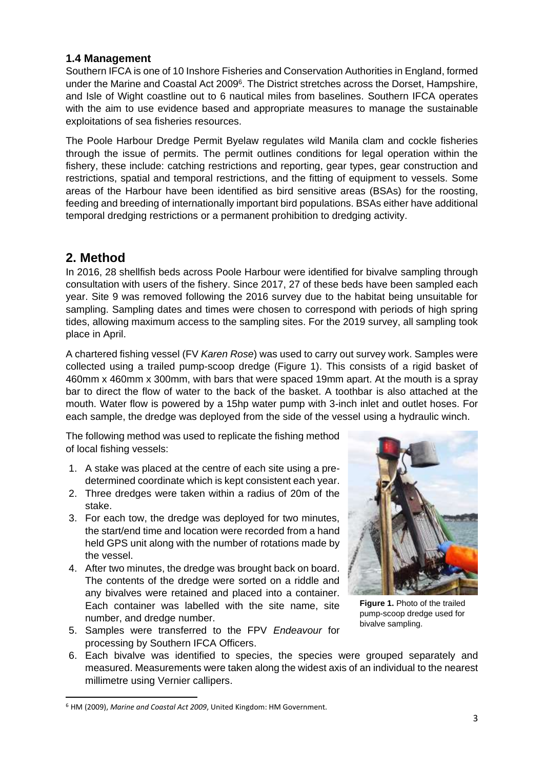### 1.4 Management

Southern IFCA is one of 10 Inshore Fisheries and Conservation Authorities in England, formed under the Marine and Coastal Act 2009[6]. The District stretches across the Dorset, Hampshire, and Isle of Wight coastline out to 6 nautical miles from baselines. Southern IFCA operates with the aim to use evidence based and appropriate measures to manage the sustainable exploitations of sea fisheries resources.

The Poole Harbour Dredge Permit Byelaw regulates wild Manila clam and cockle fisheries through the issue of permits. The permit outlines conditions for legal operation within the fishery, these include: catching restrictions and reporting, gear types, gear construction and restrictions, spatial and temporal restrictions, and the fitting of equipment to vessels. Some areas of the Harbour have been identified as bird sensitive areas (BSAs) for the roosting, feeding and breeding of internationally important bird populations. BSAs either have additional temporal dredging restrictions or a permanent prohibition to dredging activity.

## 2. Method

In 2016, 28 shellfish beds across Poole Harbour were identified for bivalve sampling through consultation with users of the fishery. Since 2017, 27 of these beds have been sampled each year. Site 9 was removed following the 2016 survey due to the habitat being unsuitable for sampling. Sampling dates and times were chosen to correspond with periods of high spring tides, allowing maximum access to the sampling sites. For the 2019 survey, all sampling took place in April.

A chartered fishing vessel (FV *Karen Rose*) was used to carry out survey work. Samples were collected using a trailed pump-scoop dredge (Figure 1). This consists of a rigid basket of 460mm x 460mm x 300mm, with bars that were spaced 19mm apart. At the mouth is a spray bar to direct the flow of water to the back of the basket. A toothbar is also attached at the mouth. Water flow is powered by a 15hp water pump with 3-inch inlet and outlet hoses. For each sample, the dredge was deployed from the side of the vessel using a hydraulic winch.

The following method was used to replicate the fishing method of local fishing vessels:

1. A stake was placed at the centre of each site using a pre-determined coordinate which is kept consistent each year.
2. Three dredges were taken within a radius of 20m of the stake.
3. For each tow, the dredge was deployed for two minutes, the start/end time and location were recorded from a hand held GPS unit along with the number of rotations made by the vessel.
4. After two minutes, the dredge was brought back on board. The contents of the dredge were sorted on a riddle and any bivalves were retained and placed into a container. Each container was labelled with the site name, site number, and dredge number.
5. Samples were transferred to the FPV *Endeavour* for processing by Southern IFCA Officers.
6. Each bivalve was identified to species, the species were grouped separately and measured. Measurements were taken along the widest axis of an individual to the nearest millimetre using Vernier callipers.

**Figure 1.** Photo of the trailed pump-scoop dredge used for bivalve sampling.

[6] HM (2009), *Marine and Coastal Act 2009*, United Kingdom: HM Government.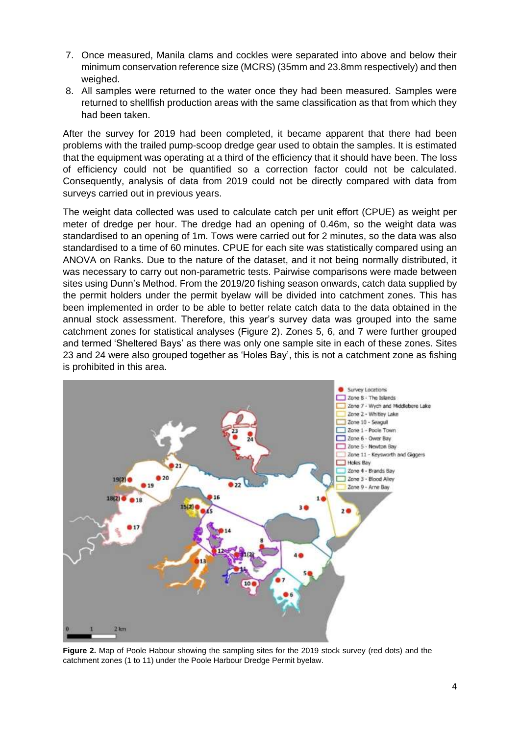7. Once measured, Manila clams and cockles were separated into above and below their minimum conservation reference size (MCRS) (35mm and 23.8mm respectively) and then weighed.
8. All samples were returned to the water once they had been measured. Samples were returned to shellfish production areas with the same classification as that from which they had been taken.

After the survey for 2019 had been completed, it became apparent that there had been problems with the trailed pump-scoop dredge gear used to obtain the samples. It is estimated that the equipment was operating at a third of the efficiency that it should have been. The loss of efficiency could not be quantified so a correction factor could not be calculated. Consequently, analysis of data from 2019 could not be directly compared with data from surveys carried out in previous years.

The weight data collected was used to calculate catch per unit effort (CPUE) as weight per meter of dredge per hour. The dredge had an opening of 0.46m, so the weight data was standardised to an opening of 1m. Tows were carried out for 2 minutes, so the data was also standardised to a time of 60 minutes. CPUE for each site was statistically compared using an ANOVA on Ranks. Due to the nature of the dataset, and it not being normally distributed, it was necessary to carry out non-parametric tests. Pairwise comparisons were made between sites using Dunn's Method. From the 2019/20 fishing season onwards, catch data supplied by the permit holders under the permit byelaw will be divided into catchment zones. This has been implemented in order to be able to better relate catch data to the data obtained in the annual stock assessment. Therefore, this year's survey data was grouped into the same catchment zones for statistical analyses (Figure 2). Zones 5, 6, and 7 were further grouped and termed 'Sheltered Bays' as there was only one sample site in each of these zones. Sites 23 and 24 were also grouped together as 'Holes Bay', this is not a catchment zone as fishing is prohibited in this area.

**Figure 2.** Map of Poole Habour showing the sampling sites for the 2019 stock survey (red dots) and the catchment zones (1 to 11) under the Poole Harbour Dredge Permit byelaw.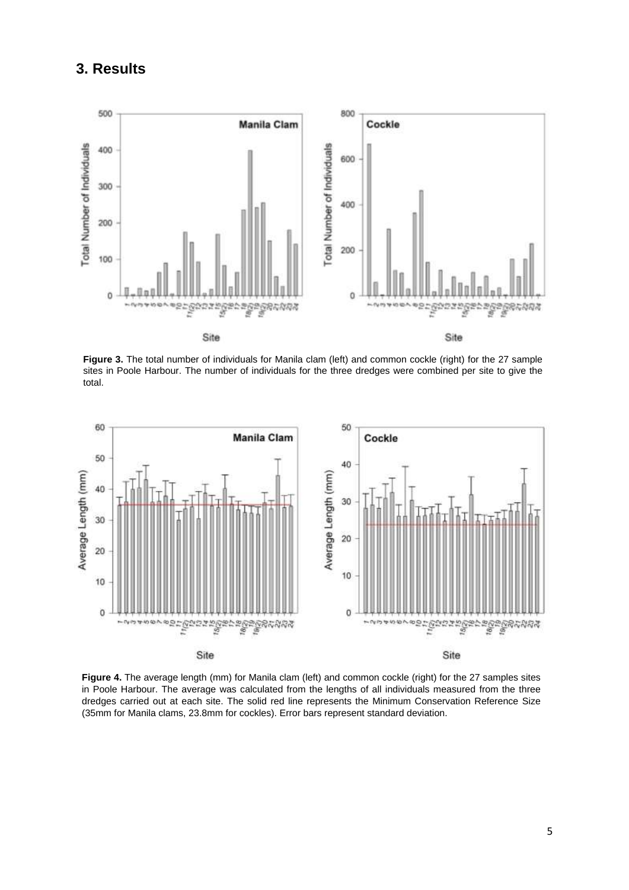## 3. Results

**Figure 3.** The total number of individuals for Manila clam (left) and common cockle (right) for the 27 sample sites in Poole Harbour. The number of individuals for the three dredges were combined per site to give the total.

**Figure 4.** The average length (mm) for Manila clam (left) and common cockle (right) for the 27 samples sites in Poole Harbour. The average was calculated from the lengths of all individuals measured from the three dredges carried out at each site. The solid red line represents the Minimum Conservation Reference Size (35mm for Manila clams, 23.8mm for cockles). Error bars represent standard deviation.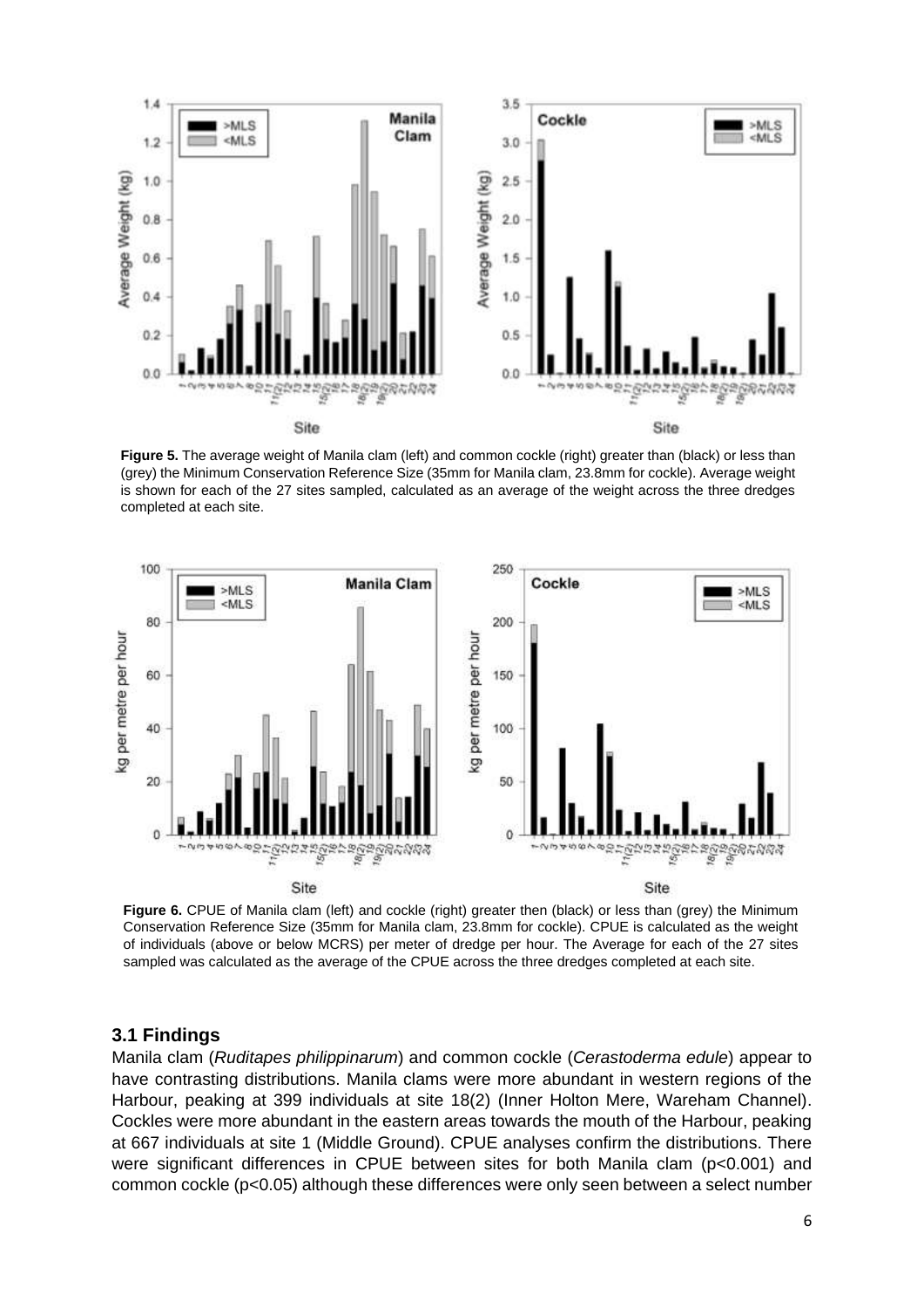**Figure 5.** The average weight of Manila clam (left) and common cockle (right) greater than (black) or less than (grey) the Minimum Conservation Reference Size (35mm for Manila clam, 23.8mm for cockle). Average weight is shown for each of the 27 sites sampled, calculated as an average of the weight across the three dredges completed at each site.

**Figure 6.** CPUE of Manila clam (left) and cockle (right) greater then (black) or less than (grey) the Minimum Conservation Reference Size (35mm for Manila clam, 23.8mm for cockle). CPUE is calculated as the weight of individuals (above or below MCRS) per meter of dredge per hour. The Average for each of the 27 sites sampled was calculated as the average of the CPUE across the three dredges completed at each site.

### 3.1 Findings

Manila clam (*Ruditapes philippinarum*) and common cockle (*Cerastoderma edule*) appear to have contrasting distributions. Manila clams were more abundant in western regions of the Harbour, peaking at 399 individuals at site 18(2) (Inner Holton Mere, Wareham Channel). Cockles were more abundant in the eastern areas towards the mouth of the Harbour, peaking at 667 individuals at site 1 (Middle Ground). CPUE analyses confirm the distributions. There were significant differences in CPUE between sites for both Manila clam ($p<0.001$) and common cockle ($p<0.05$) although these differences were only seen between a select number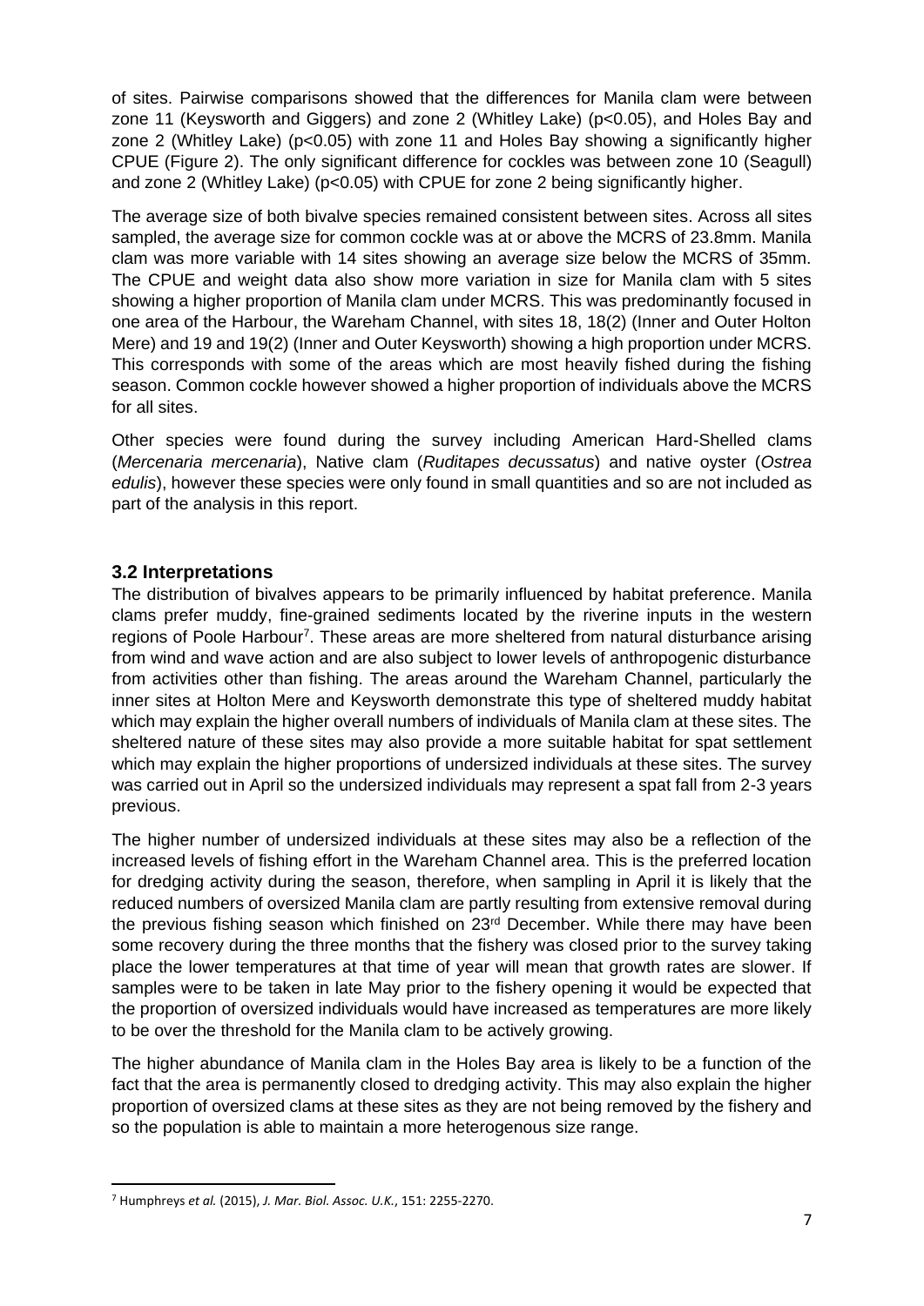of sites. Pairwise comparisons showed that the differences for Manila clam were between zone 11 (Keysworth and Giggers) and zone 2 (Whitley Lake) ($p<0.05$), and Holes Bay and zone 2 (Whitley Lake) ($p<0.05$) with zone 11 and Holes Bay showing a significantly higher CPUE (Figure 2). The only significant difference for cockles was between zone 10 (Seagull) and zone 2 (Whitley Lake) ($p<0.05$) with CPUE for zone 2 being significantly higher.

The average size of both bivalve species remained consistent between sites. Across all sites sampled, the average size for common cockle was at or above the MCRS of 23.8mm. Manila clam was more variable with 14 sites showing an average size below the MCRS of 35mm. The CPUE and weight data also show more variation in size for Manila clam with 5 sites showing a higher proportion of Manila clam under MCRS. This was predominantly focused in one area of the Harbour, the Wareham Channel, with sites 18, 18(2) (Inner and Outer Holton Mere) and 19 and 19(2) (Inner and Outer Keysworth) showing a high proportion under MCRS. This corresponds with some of the areas which are most heavily fished during the fishing season. Common cockle however showed a higher proportion of individuals above the MCRS for all sites.

Other species were found during the survey including American Hard-Shelled clams (*Mercenaria mercenaria*), Native clam (*Ruditapes decussatus*) and native oyster (*Ostrea edulis*), however these species were only found in small quantities and so are not included as part of the analysis in this report.

### 3.2 Interpretations

The distribution of bivalves appears to be primarily influenced by habitat preference. Manila clams prefer muddy, fine-grained sediments located by the riverine inputs in the western regions of Poole Harbour[7]. These areas are more sheltered from natural disturbance arising from wind and wave action and are also subject to lower levels of anthropogenic disturbance from activities other than fishing. The areas around the Wareham Channel, particularly the inner sites at Holton Mere and Keysworth demonstrate this type of sheltered muddy habitat which may explain the higher overall numbers of individuals of Manila clam at these sites. The sheltered nature of these sites may also provide a more suitable habitat for spat settlement which may explain the higher proportions of undersized individuals at these sites. The survey was carried out in April so the undersized individuals may represent a spat fall from 2-3 years previous.

The higher number of undersized individuals at these sites may also be a reflection of the increased levels of fishing effort in the Wareham Channel area. This is the preferred location for dredging activity during the season, therefore, when sampling in April it is likely that the reduced numbers of oversized Manila clam are partly resulting from extensive removal during the previous fishing season which finished on 23rd December. While there may have been some recovery during the three months that the fishery was closed prior to the survey taking place the lower temperatures at that time of year will mean that growth rates are slower. If samples were to be taken in late May prior to the fishery opening it would be expected that the proportion of oversized individuals would have increased as temperatures are more likely to be over the threshold for the Manila clam to be actively growing.

The higher abundance of Manila clam in the Holes Bay area is likely to be a function of the fact that the area is permanently closed to dredging activity. This may also explain the higher proportion of oversized clams at these sites as they are not being removed by the fishery and so the population is able to maintain a more heterogenous size range.

---

[7] Humphreys *et al.* (2015), *J. Mar. Biol. Assoc. U.K.*, 151: 2255-2270.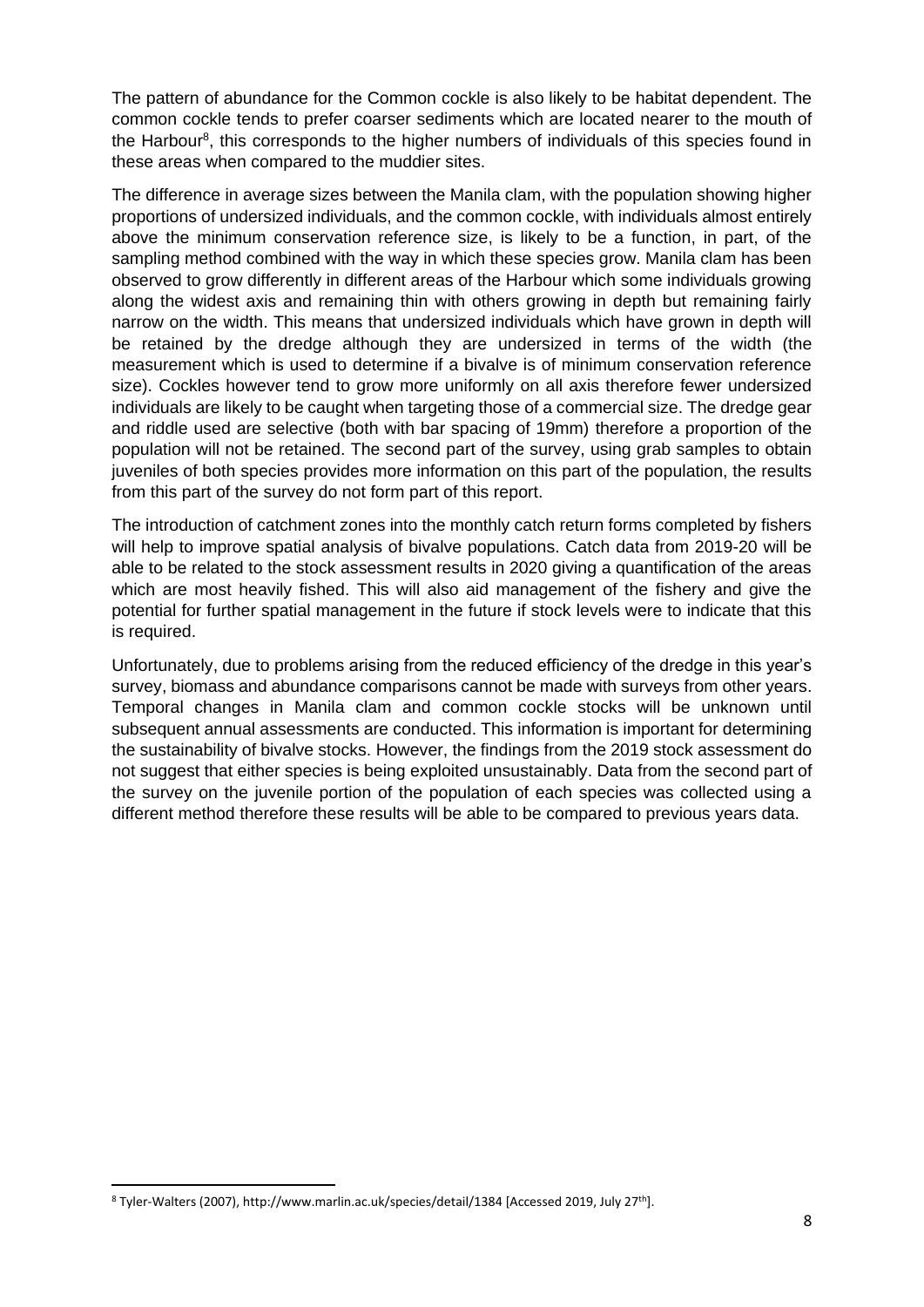The pattern of abundance for the Common cockle is also likely to be habitat dependent. The common cockle tends to prefer coarser sediments which are located nearer to the mouth of the Harbour[8], this corresponds to the higher numbers of individuals of this species found in these areas when compared to the muddier sites.

The difference in average sizes between the Manila clam, with the population showing higher proportions of undersized individuals, and the common cockle, with individuals almost entirely above the minimum conservation reference size, is likely to be a function, in part, of the sampling method combined with the way in which these species grow. Manila clam has been observed to grow differently in different areas of the Harbour which some individuals growing along the widest axis and remaining thin with others growing in depth but remaining fairly narrow on the width. This means that undersized individuals which have grown in depth will be retained by the dredge although they are undersized in terms of the width (the measurement which is used to determine if a bivalve is of minimum conservation reference size). Cockles however tend to grow more uniformly on all axis therefore fewer undersized individuals are likely to be caught when targeting those of a commercial size. The dredge gear and riddle used are selective (both with bar spacing of 19mm) therefore a proportion of the population will not be retained. The second part of the survey, using grab samples to obtain juveniles of both species provides more information on this part of the population, the results from this part of the survey do not form part of this report.

The introduction of catchment zones into the monthly catch return forms completed by fishers will help to improve spatial analysis of bivalve populations. Catch data from 2019-20 will be able to be related to the stock assessment results in 2020 giving a quantification of the areas which are most heavily fished. This will also aid management of the fishery and give the potential for further spatial management in the future if stock levels were to indicate that this is required.

Unfortunately, due to problems arising from the reduced efficiency of the dredge in this year's survey, biomass and abundance comparisons cannot be made with surveys from other years. Temporal changes in Manila clam and common cockle stocks will be unknown until subsequent annual assessments are conducted. This information is important for determining the sustainability of bivalve stocks. However, the findings from the 2019 stock assessment do not suggest that either species is being exploited unsustainably. Data from the second part of the survey on the juvenile portion of the population of each species was collected using a different method therefore these results will be able to be compared to previous years data.

[8] Tyler-Walters (2007), http://www.marlin.ac.uk/species/detail/1384 [Accessed 2019, July 27th].